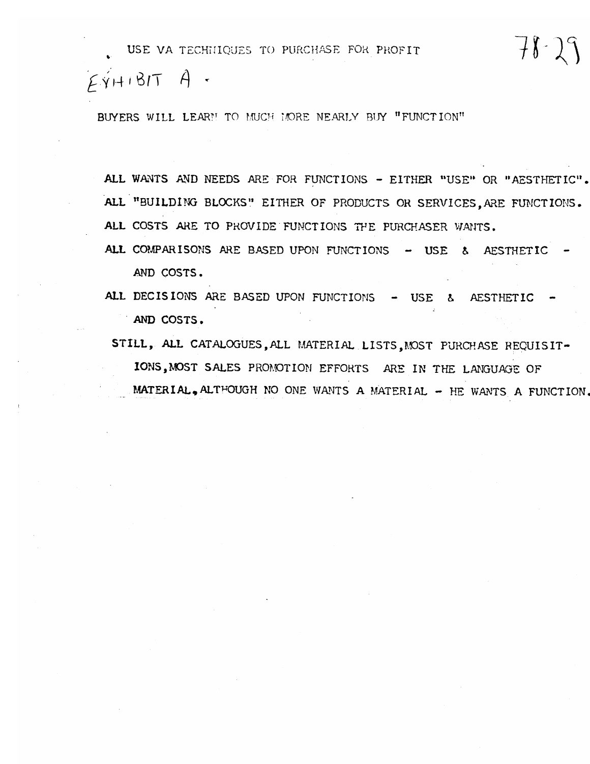USE VA TECHNIQUES TO PURCHASE FOR PROFIT

78-29

EXHIBIT A -

BUYERS WILL LEARN TO MUCH MORE NEARLY BUY "FUNCTION"

ALL WANTS AND NEEDS ARE FOR FUNCTIONS - EITHER "USE" OR "AESTHETIC".

ALL "BUILDING BLOCKS" EITHER OF PRODUCTS OR SERVICES, ARE FUNCTIONS.

ALL COSTS ARE TO PROVIDE FUNCTIONS THE PURCHASER WANTS.

ALL COMPARISONS ARE BASED UPON FUNCTIONS - USE & AESTHETIC - AND COSTS.

ALL DECISIONS ARE BASED UPON FUNCTIONS - USE & AESTHETIC - AND COSTS.

STILL, ALL CATALOGUES, ALL MATERIAL LISTS, MOST PURCHASE REQUISITIONS, MOST SALES PROMOTION EFFORTS ARE IN THE LANGUAGE OF MATERIAL, ALTHOUGH NO ONE WANTS A MATERIAL - HE WANTS A FUNCTION.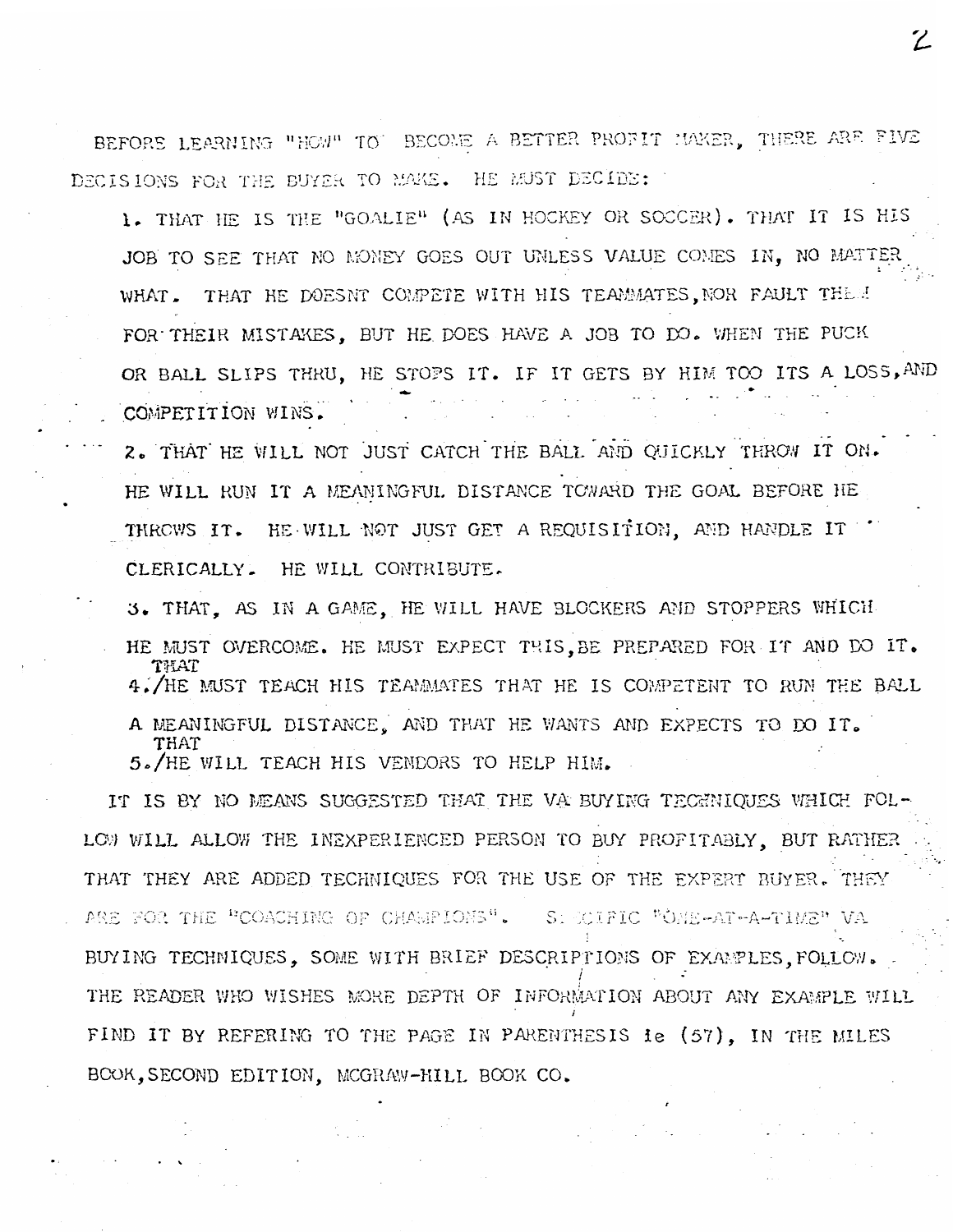BEFORE LEARNING "HOW" TO BECOME A BETTER PROFIT MAKER, THERE ARE FIVE DECISIONS FOR THE BUYER TO MAKE. HE MUST DECIDE:

1. THAT HE IS THE "GOALIE" (AS IN HOCKEY OR SOCCER). THAT IT IS HIS JOB TO SEE THAT NO MONEY GOES OUT UNLESS VALUE COMES IN, NO MATTER WHAT. THAT HE DOESNT COMPETE WITH HIS TEAMMATES, NOR FAULT THEM FOR THEIR MISTAKES, BUT HE DOES HAVE A JOB TO DO. WHEN THE PUCK OR BALL SLIPS THRU, HE STOPS IT. IF IT GETS BY HIM TOO ITS A LOSS, AND COMPETITION WINS.
2. THAT HE WILL NOT JUST CATCH THE BALL AND QUICKLY THROW IT ON. HE WILL RUN IT A MEANINGFUL DISTANCE TOWARD THE GOAL BEFORE HE THROWS IT. HE WILL NOT JUST GET A REQUISITION, AND HANDLE IT CLERICALLY. HE WILL CONTRIBUTE.
3. THAT, AS IN A GAME, HE WILL HAVE BLOCKERS AND STOPPERS WHICH HE MUST OVERCOME. HE MUST EXPECT THIS, BE PREPARED FOR IT AND DO IT.
4. THAT HE MUST TEACH HIS TEAMMATES THAT HE IS COMPETENT TO RUN THE BALL A MEANINGFUL DISTANCE, AND THAT HE WANTS AND EXPECTS TO DO IT.
5. THAT HE WILL TEACH HIS VENDORS TO HELP HIM.

IT IS BY NO MEANS SUGGESTED THAT THE VA BUYING TECHNIQUES WHICH FOLLOW WILL ALLOW THE INEXPERIENCED PERSON TO BUY PROFITABLY, BUT RATHER THAT THEY ARE ADDED TECHNIQUES FOR THE USE OF THE EXPERT BUYER. THEY ARE FOR THE "COACHING OF CHAMPIONS". SPECIFIC "ONE-AT-A-TIME" VA BUYING TECHNIQUES, SOME WITH BRIEF DESCRIPTIONS OF EXAMPLES, FOLLOW. THE READER WHO WISHES MORE DEPTH OF INFORMATION ABOUT ANY EXAMPLE WILL FIND IT BY REFERING TO THE PAGE IN PARENTHESIS ie (57), IN THE MILES BOOK, SECOND EDITION, MCGRAW-HILL BOOK CO.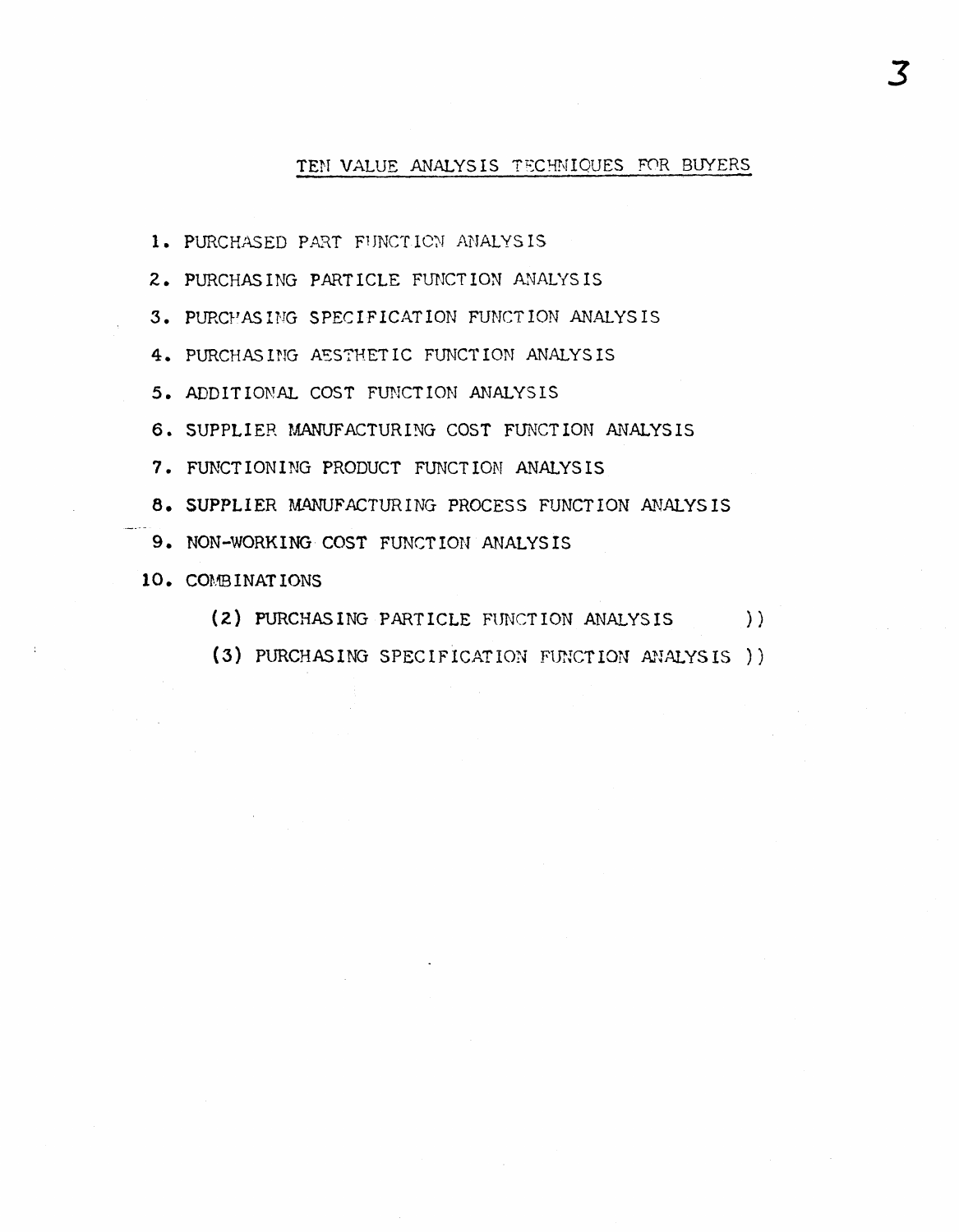## TEN VALUE ANALYSIS TECHNIQUES FOR BUYERS

1. PURCHASED PART FUNCTION ANALYSIS
2. PURCHASING PARTICLE FUNCTION ANALYSIS
3. PURCHASING SPECIFICATION FUNCTION ANALYSIS
4. PURCHASING AESTHETIC FUNCTION ANALYSIS
5. ADDITIONAL COST FUNCTION ANALYSIS
6. SUPPLIER MANUFACTURING COST FUNCTION ANALYSIS
7. FUNCTIONING PRODUCT FUNCTION ANALYSIS
8. SUPPLIER MANUFACTURING PROCESS FUNCTION ANALYSIS
9. NON-WORKING COST FUNCTION ANALYSIS
10. COMBINATIONS

    (2) PURCHASING PARTICLE FUNCTION ANALYSIS ))

    (3) PURCHASING SPECIFICATION FUNCTION ANALYSIS ))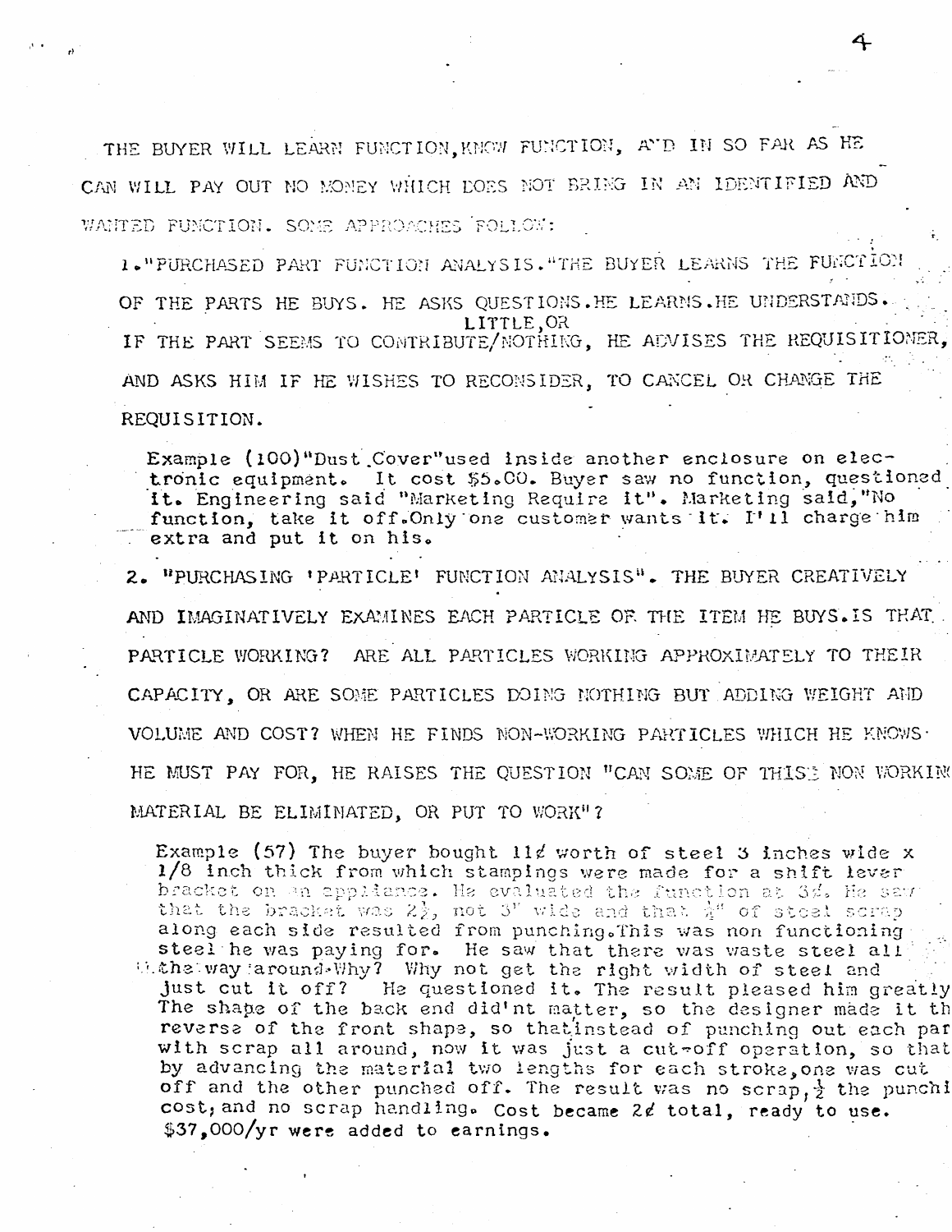THE BUYER WILL LEARN FUNCTION, KNOW FUNCTION, AND IN SO FAR AS HE CAN WILL PAY OUT NO MONEY WHICH DOES NOT BRING IN AN IDENTIFIED AND WANTED FUNCTION. SOME APPROACHES FOLLOW:

1. "PURCHASED PART FUNCTION ANALYSIS." THE BUYER LEARNS THE FUNCTION OF THE PARTS HE BUYS. HE ASKS QUESTIONS. HE LEARNS. HE UNDERSTANDS. IF THE PART SEEMS TO CONTRIBUTE LITTLE, OR NOTHING, HE ADVISES THE REQUISITIONER, AND ASKS HIM IF HE WISHES TO RECONSIDER, TO CANCEL OR CHANGE THE REQUISITION.

   Example (100) "Dust Cover" used inside another enclosure on electronic equipment. It cost $5.00. Buyer saw no function, questioned it. Engineering said "Marketing Require it". Marketing said, "No function, take it off. Only one customer wants it. I'll charge him extra and put it on his.

2. "PURCHASING 'PARTICLE' FUNCTION ANALYSIS". THE BUYER CREATIVELY AND IMAGINATIVELY EXAMINES EACH PARTICLE OF THE ITEM HE BUYS. IS THAT PARTICLE WORKING? ARE ALL PARTICLES WORKING APPROXIMATELY TO THEIR CAPACITY, OR ARE SOME PARTICLES DOING NOTHING BUT ADDING WEIGHT AND VOLUME AND COST? WHEN HE FINDS NON-WORKING PARTICLES WHICH HE KNOWS HE MUST PAY FOR, HE RAISES THE QUESTION "CAN SOME OF THIS NON WORKING MATERIAL BE ELIMINATED, OR PUT TO WORK"?

   Example (57) The buyer bought 11¢ worth of steel 3 inches wide x 1/8 inch thick from which stampings were made for a shift lever bracket on an appliance. He evaluated the function at 3¢. He saw that the bracket was 2½, not 3" wide and that ¼" of steel scrap along each side resulted from punching. This was non functioning steel he was paying for. He saw that there was waste steel all the way around. Why? Why not get the right width of steel and just cut it off? He questioned it. The result pleased him greatly. The shape of the back end did'nt matter, so the designer made it the reverse of the front shape, so that instead of punching out each part with scrap all around, now it was just a cut-off operation, so that by advancing the material two lengths for each stroke, one was cut off and the other punched off. The result was no scrap, ½ the punching cost, and no scrap handling. Cost became 2¢ total, ready to use. $37,000/yr were added to earnings.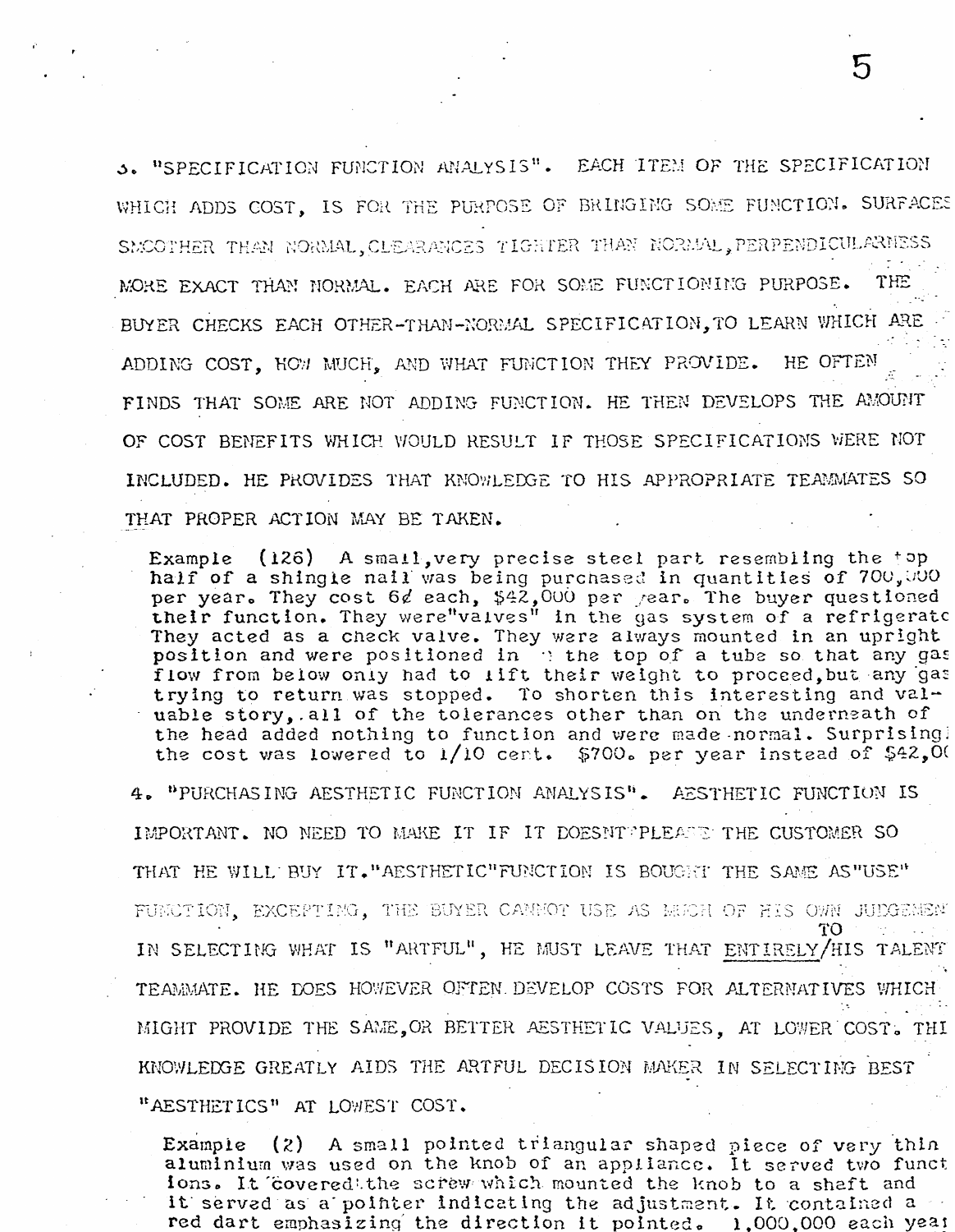3. "SPECIFICATION FUNCTION ANALYSIS". EACH ITEM OF THE SPECIFICATION WHICH ADDS COST, IS FOR THE PURPOSE OF BRINGING SOME FUNCTION. SURFACES SMOOTHER THAN NORMAL, CLEARANCES TIGHTER THAN NORMAL, PERPENDICULARNESS MORE EXACT THAN NORMAL. EACH ARE FOR SOME FUNCTIONING PURPOSE. THE BUYER CHECKS EACH OTHER-THAN-NORMAL SPECIFICATION, TO LEARN WHICH ARE ADDING COST, HOW MUCH, AND WHAT FUNCTION THEY PROVIDE. HE OFTEN FINDS THAT SOME ARE NOT ADDING FUNCTION. HE THEN DEVELOPS THE AMOUNT OF COST BENEFITS WHICH WOULD RESULT IF THOSE SPECIFICATIONS WERE NOT INCLUDED. HE PROVIDES THAT KNOWLEDGE TO HIS APPROPRIATE TEAMMATES SO THAT PROPER ACTION MAY BE TAKEN.

Example (126) A small, very precise steel part resembling the top half of a shingle nail was being purchased in quantities of 700,000 per year. They cost 6¢ each, $42,000 per year. The buyer questioned their function. They were "valves" in the gas system of a refrigerato They acted as a check valve. They were always mounted in an upright position and were positioned in the top of a tube so that any gas flow from below only had to lift their weight to proceed, but any gas trying to return was stopped. To shorten this interesting and valuable story, all of the tolerances other than on the underneath of the head added nothing to function and were made normal. Surprising the cost was lowered to 1/10 cent. $700. per year instead of $42,00

4. "PURCHASING AESTHETIC FUNCTION ANALYSIS". AESTHETIC FUNCTION IS IMPORTANT. NO NEED TO MAKE IT IF IT DOESNT PLEASE THE CUSTOMER SO THAT HE WILL BUY IT. "AESTHETIC" FUNCTION IS BOUGHT THE SAME AS "USE" FUNCTION, EXCEPTING, THE BUYER CANNOT USE AS MUCH OF HIS OWN JUDGEMEN IN SELECTING WHAT IS "ARTFUL", HE MUST LEAVE THAT ENTIRELY TO HIS TALENT TEAMMATE. HE DOES HOWEVER OFTEN DEVELOP COSTS FOR ALTERNATIVES WHICH MIGHT PROVIDE THE SAME, OR BETTER AESTHETIC VALUES, AT LOWER COST. THI KNOWLEDGE GREATLY AIDS THE ARTFUL DECISION MAKER IN SELECTING BEST "AESTHETICS" AT LOWEST COST.

Example (2) A small pointed triangular shaped piece of very thin aluminium was used on the knob of an appliance. It served two funct ions. It covered the screw which mounted the knob to a shaft and it served as a pointer indicating the adjustment. It contained a red dart emphasizing the direction it pointed. 1,000,000 each yea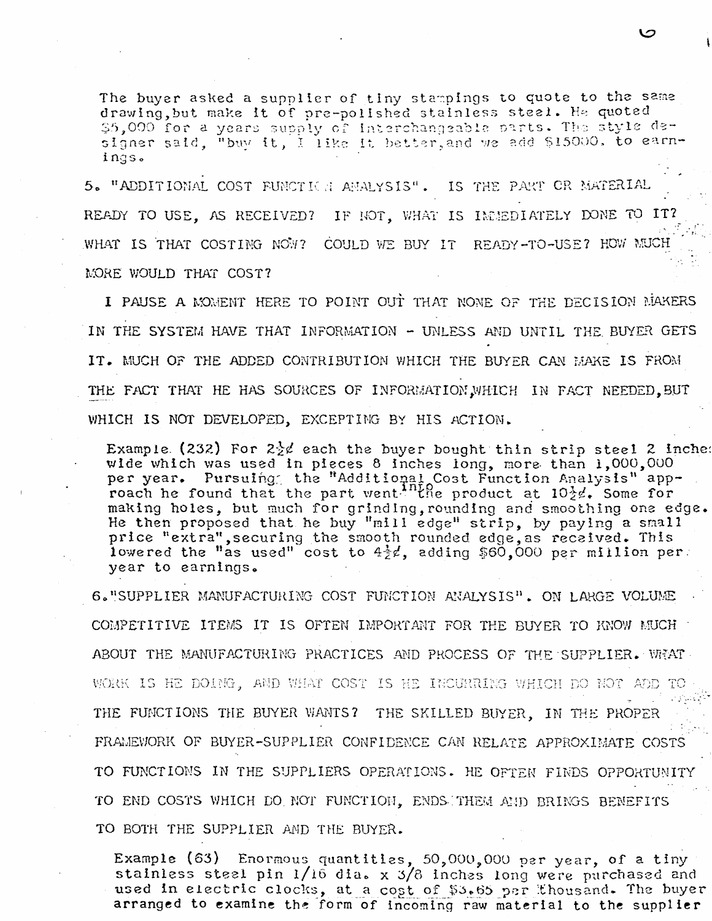The buyer asked a supplier of tiny stampings to quote to the same drawing, but make it of pre-polished stainless steel. He quoted $5,000 for a years supply of interchangeable parts. The style designer said, "buy it, I like it better, and we add $15000. to earnings.

5. "ADDITIONAL COST FUNCTION ANALYSIS". IS THE PART OR MATERIAL READY TO USE, AS RECEIVED? IF NOT, WHAT IS IMMEDIATELY DONE TO IT? WHAT IS THAT COSTING NOW? COULD WE BUY IT READY-TO-USE? HOW MUCH MORE WOULD THAT COST?

I PAUSE A MOMENT HERE TO POINT OUT THAT NONE OF THE DECISION MAKERS IN THE SYSTEM HAVE THAT INFORMATION - UNLESS AND UNTIL THE BUYER GETS IT. MUCH OF THE ADDED CONTRIBUTION WHICH THE BUYER CAN MAKE IS FROM THE FACT THAT HE HAS SOURCES OF INFORMATION, WHICH IN FACT NEEDED, BUT WHICH IS NOT DEVELOPED, EXCEPTING BY HIS ACTION.

Example (232) For 2½¢ each the buyer bought thin strip steel 2 inches wide which was used in pieces 8 inches long, more than 1,000,000 per year. Pursuing the "Additional Cost Function Analysis" approach he found that the part went into the product at 10½¢. Some for making holes, but much for grinding, rounding and smoothing one edge. He then proposed that he buy "mill edge" strip, by paying a small price "extra", securing the smooth rounded edge, as received. This lowered the "as used" cost to 4½¢, adding $60,000 per million per year to earnings.

6. "SUPPLIER MANUFACTURING COST FUNCTION ANALYSIS". ON LARGE VOLUME COMPETITIVE ITEMS IT IS OFTEN IMPORTANT FOR THE BUYER TO KNOW MUCH ABOUT THE MANUFACTURING PRACTICES AND PROCESS OF THE SUPPLIER. WHAT WORK IS HE DOING, AND WHAT COST IS HE INCURRING WHICH DO NOT ADD TO THE FUNCTIONS THE BUYER WANTS? THE SKILLED BUYER, IN THE PROPER FRAMEWORK OF BUYER-SUPPLIER CONFIDENCE CAN RELATE APPROXIMATE COSTS TO FUNCTIONS IN THE SUPPLIERS OPERATIONS. HE OFTEN FINDS OPPORTUNITY TO END COSTS WHICH DO NOT FUNCTION, ENDS THEM AND BRINGS BENEFITS TO BOTH THE SUPPLIER AND THE BUYER.

Example (63) Enormous quantities, 50,000,000 per year, of a tiny stainless steel pin 1/16 dia. x 3/8 inches long were purchased and used in electric clocks, at a cost of $3.65 per thousand. The buyer arranged to examine the form of incoming raw material to the supplier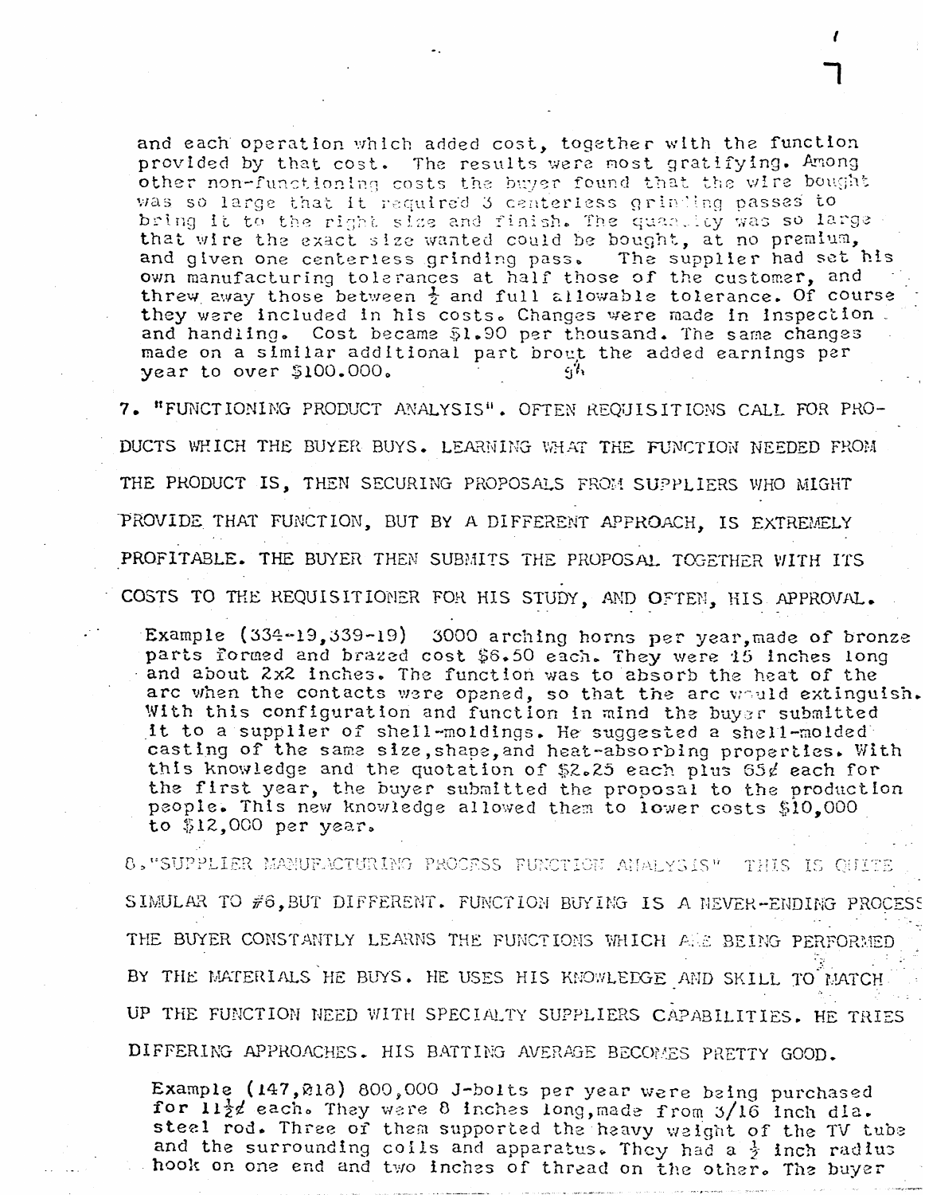and each operation which added cost, together with the function provided by that cost. The results were most gratifying. Among other non-functioning costs the buyer found that the wire bought was so large that it required 3 centerless grinding passes to bring it to the right size and finish. The quantity was so large that wire the exact size wanted could be bought, at no premium, and given one centerless grinding pass. The supplier had set his own manufacturing tolerances at half those of the customer, and threw away those between ½ and full allowable tolerance. Of course they were included in his costs. Changes were made in inspection and handling. Cost became $1.90 per thousand. The same changes made on a similar additional part brout the added earnings per year to over $100.000.

7. "FUNCTIONING PRODUCT ANALYSIS". OFTEN REQUISITIONS CALL FOR PRODUCTS WHICH THE BUYER BUYS. LEARNING WHAT THE FUNCTION NEEDED FROM THE PRODUCT IS, THEN SECURING PROPOSALS FROM SUPPLIERS WHO MIGHT PROVIDE THAT FUNCTION, BUT BY A DIFFERENT APPROACH, IS EXTREMELY PROFITABLE. THE BUYER THEN SUBMITS THE PROPOSAL TOGETHER WITH ITS COSTS TO THE REQUISITIONER FOR HIS STUDY, AND OFTEN, HIS APPROVAL.

Example (334-19,339-19) 3000 arching horns per year, made of bronze parts formed and brazed cost $6.50 each. They were 15 inches long and about 2x2 inches. The function was to absorb the heat of the arc when the contacts were opened, so that the arc would extinguish. With this configuration and function in mind the buyer submitted it to a supplier of shell-moldings. He suggested a shell-molded casting of the same size, shape, and heat-absorbing properties. With this knowledge and the quotation of $2.25 each plus 65¢ each for the first year, the buyer submitted the proposal to the production people. This new knowledge allowed them to lower costs $10,000 to $12,000 per year.

8. "SUPPLIER MANUFACTURING PROCESS FUNCTION ANALYSIS" THIS IS QUITE SIMULAR TO #6, BUT DIFFERENT. FUNCTION BUYING IS A NEVER-ENDING PROCESS THE BUYER CONSTANTLY LEARNS THE FUNCTIONS WHICH ARE BEING PERFORMED BY THE MATERIALS HE BUYS. HE USES HIS KNOWLEDGE AND SKILL TO MATCH UP THE FUNCTION NEED WITH SPECIALTY SUPPLIERS CAPABILITIES. HE TRIES DIFFERING APPROACHES. HIS BATTING AVERAGE BECOMES PRETTY GOOD.

Example (147,818) 800,000 J-bolts per year were being purchased for 11½¢ each. They were 8 inches long, made from 3/16 inch dia. steel rod. Three of them supported the heavy weight of the TV tube and the surrounding coils and apparatus. They had a ½ inch radius hook on one end and two inches of thread on the other. The buyer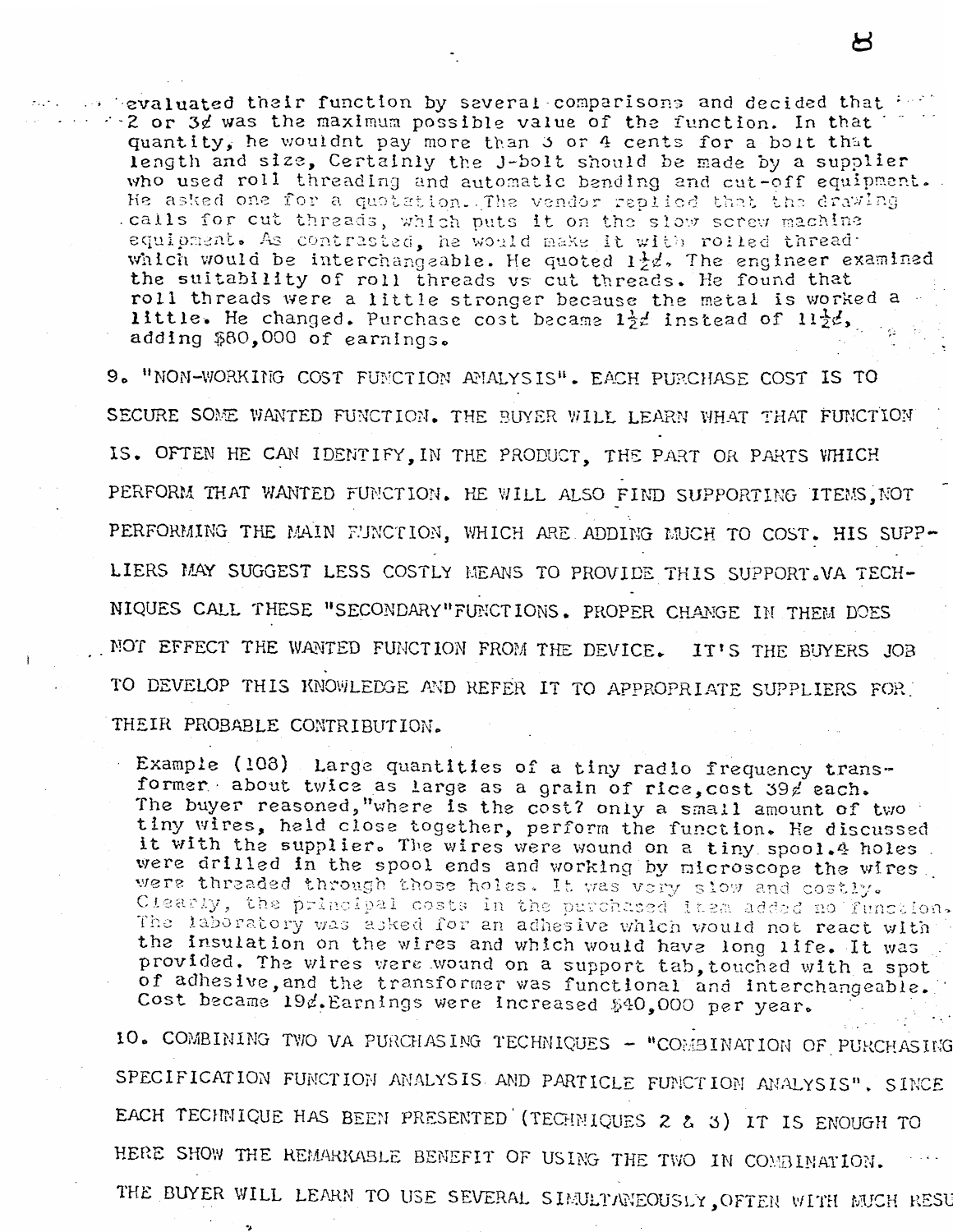evaluated their function by several comparisons and decided that 2 or 3¢ was the maximum possible value of the function. In that quantity, he wouldnt pay more than 3 or 4 cents for a bolt that length and size, Certainly the J-bolt should be made by a supplier who used roll threading and automatic bending and cut-off equipment. He asked one for a quotation. The vendor replied that the drawing calls for cut threads, which puts it on the slow screw machine equipment. As contrasted, he would make it with rolled thread which would be interchangeable. He quoted 1½¢. The engineer examined the suitability of roll threads vs cut threads. He found that roll threads were a little stronger because the metal is worked a little. He changed. Purchase cost became 1½¢ instead of 11½¢, adding $80,000 of earnings.

9. "NON-WORKING COST FUNCTION ANALYSIS". EACH PURCHASE COST IS TO SECURE SOME WANTED FUNCTION. THE BUYER WILL LEARN WHAT THAT FUNCTION IS. OFTEN HE CAN IDENTIFY, IN THE PRODUCT, THE PART OR PARTS WHICH PERFORM THAT WANTED FUNCTION. HE WILL ALSO FIND SUPPORTING ITEMS, NOT PERFORMING THE MAIN FUNCTION, WHICH ARE ADDING MUCH TO COST. HIS SUPPLIERS MAY SUGGEST LESS COSTLY MEANS TO PROVIDE THIS SUPPORT. VA TECHNIQUES CALL THESE "SECONDARY" FUNCTIONS. PROPER CHANGE IN THEM DOES NOT EFFECT THE WANTED FUNCTION FROM THE DEVICE. IT'S THE BUYERS JOB TO DEVELOP THIS KNOWLEDGE AND REFER IT TO APPROPRIATE SUPPLIERS FOR THEIR PROBABLE CONTRIBUTION.

Example (108) Large quantities of a tiny radio frequency transformer about twice as large as a grain of rice, cost 39¢ each. The buyer reasoned, "where is the cost? only a small amount of two tiny wires, held close together, perform the function. He discussed it with the supplier. The wires were wound on a tiny spool. 4 holes were drilled in the spool ends and working by microscope the wires were threaded through those holes. It was very slow and costly. Clearly, the principal costs in the purchased item added no function. The laboratory was asked for an adhesive which would not react with the insulation on the wires and which would have long life. It was provided. The wires were wound on a support tab, touched with a spot of adhesive, and the transformer was functional and interchangeable. Cost became 19¢. Earnings were increased $40,000 per year.

10. COMBINING TWO VA PURCHASING TECHNIQUES - "COMBINATION OF PURCHASING SPECIFICATION FUNCTION ANALYSIS AND PARTICLE FUNCTION ANALYSIS". SINCE EACH TECHNIQUE HAS BEEN PRESENTED (TECHNIQUES 2 & 3) IT IS ENOUGH TO HERE SHOW THE REMARKABLE BENEFIT OF USING THE TWO IN COMBINATION. THE BUYER WILL LEARN TO USE SEVERAL SIMULTANEOUSLY, OFTEN WITH MUCH RESU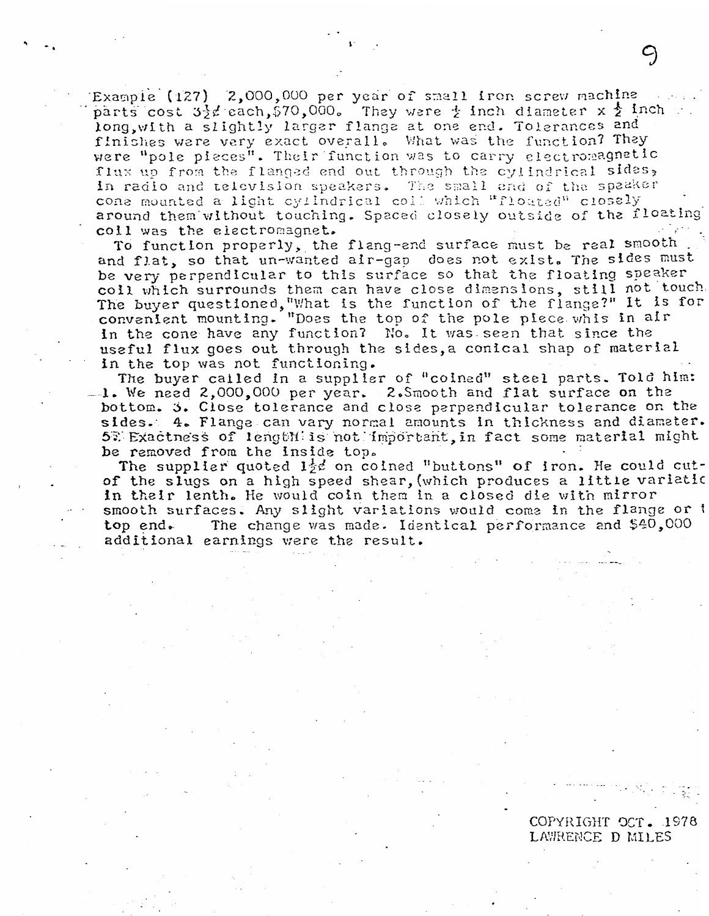Example (127) 2,000,000 per year of small iron screw machine parts cost 3½¢ each, $70,000. They were ½ inch diameter x ½ inch long, with a slightly larger flange at one end. Tolerances and finishes were very exact overall. What was the function? They were "pole pieces". Their function was to carry electromagnetic flux up from the flanged end out through the cylindrical sides, in radio and television speakers. The small end of the speaker cone mounted a light cylindrical coil which "floated" closely around them without touching. Spaced closely outside of the floating coil was the electromagnet.

To function properly, the flang-end surface must be real smooth and flat, so that un-wanted air-gap does not exist. The sides must be very perpendicular to this surface so that the floating speaker coil which surrounds them can have close dimensions, still not touch. The buyer questioned, "What is the function of the flange?" It is for convenient mounting. "Does the top of the pole piece whis in air in the cone have any function? No. It was seen that since the useful flux goes out through the sides, a conical shap of material in the top was not functioning.

The buyer called in a supplier of "coined" steel parts. Told him: 1. We need 2,000,000 per year. 2. Smooth and flat surface on the bottom. 3. Close tolerance and close perpendicular tolerance on the sides. 4. Flange can vary normal amounts in thickness and diameter. 5. Exactness of length is not important, in fact some material might be removed from the inside top.

The supplier quoted 1½¢ on coined "buttons" of iron. He could cut-of the slugs on a high speed shear, (which produces a little variatio in their lenth. He would coin them in a closed die with mirror smooth surfaces. Any slight variations would come in the flange or t top end. The change was made. Identical performance and $40,000 additional earnings were the result.

COPYRIGHT OCT. 1978
LAWRENCE D MILES